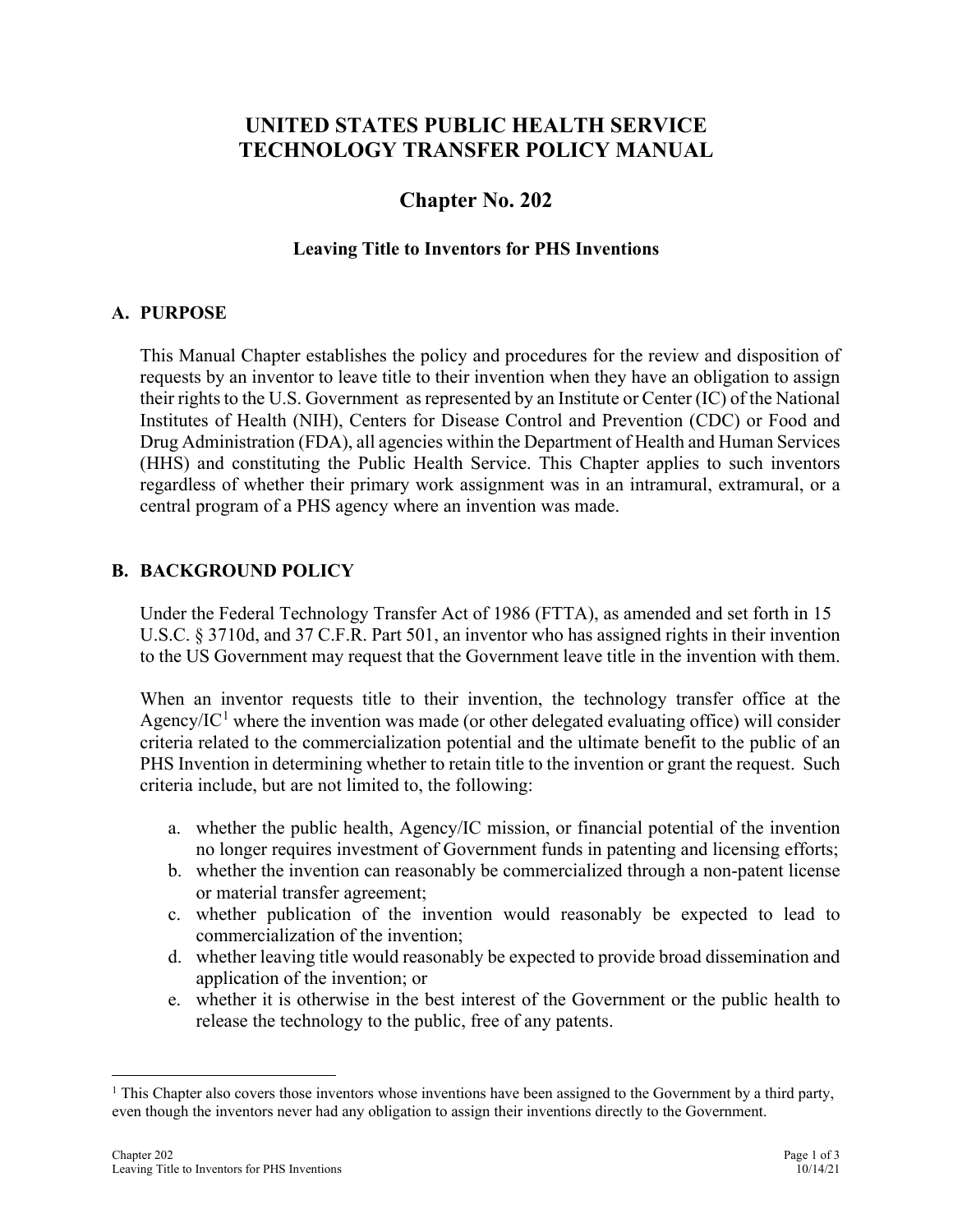# UNITED STATES PUBLIC HEALTH SERVICE TECHNOLOGY TRANSFER POLICY MANUAL

## Chapter No. 202

### Leaving Title to Inventors for PHS Inventions

## A. PURPOSE

This Manual Chapter establishes the policy and procedures for the review and disposition of requests by an inventor to leave title to their invention when they have an obligation to assign their rights to the U.S. Government as represented by an Institute or Center (IC) of the National Institutes of Health (NIH), Centers for Disease Control and Prevention (CDC) or Food and Drug Administration (FDA), all agencies within the Department of Health and Human Services (HHS) and constituting the Public Health Service. This Chapter applies to such inventors regardless of whether their primary work assignment was in an intramural, extramural, or a central program of a PHS agency where an invention was made.

## B. BACKGROUND POLICY

Under the Federal Technology Transfer Act of 1986 (FTTA), as amended and set forth in 15 U.S.C. § 3710d, and 37 C.F.R. Part 501, an inventor who has assigned rights in their invention to the US Government may request that the Government leave title in the invention with them.

When an inventor requests title to their invention, the technology transfer office at the Agency/IC[1] where the invention was made (or other delegated evaluating office) will consider criteria related to the commercialization potential and the ultimate benefit to the public of an PHS Invention in determining whether to retain title to the invention or grant the request. Such criteria include, but are not limited to, the following:

a. whether the public health, Agency/IC mission, or financial potential of the invention no longer requires investment of Government funds in patenting and licensing efforts;
b. whether the invention can reasonably be commercialized through a non-patent license or material transfer agreement;
c. whether publication of the invention would reasonably be expected to lead to commercialization of the invention;
d. whether leaving title would reasonably be expected to provide broad dissemination and application of the invention; or
e. whether it is otherwise in the best interest of the Government or the public health to release the technology to the public, free of any patents.

---

[1] This Chapter also covers those inventors whose inventions have been assigned to the Government by a third party, even though the inventors never had any obligation to assign their inventions directly to the Government.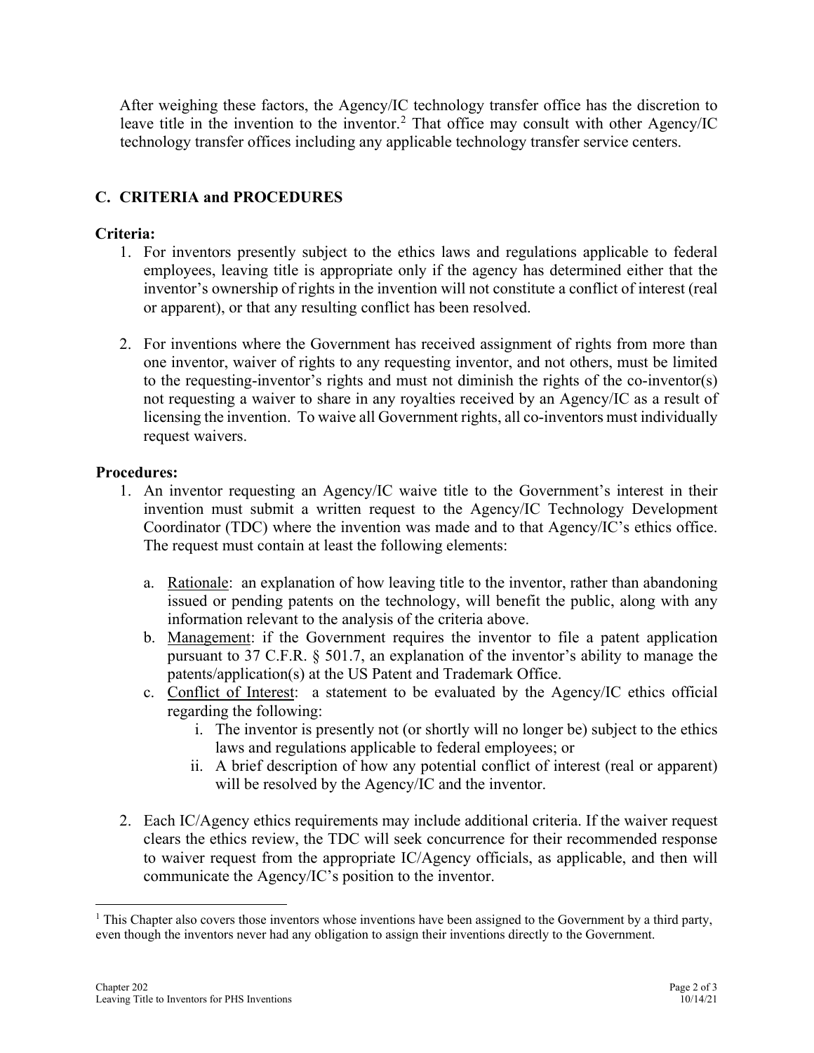After weighing these factors, the Agency/IC technology transfer office has the discretion to leave title in the invention to the inventor.[2] That office may consult with other Agency/IC technology transfer offices including any applicable technology transfer service centers.

## C. CRITERIA and PROCEDURES

**Criteria:**

1. For inventors presently subject to the ethics laws and regulations applicable to federal employees, leaving title is appropriate only if the agency has determined either that the inventor's ownership of rights in the invention will not constitute a conflict of interest (real or apparent), or that any resulting conflict has been resolved.

2. For inventions where the Government has received assignment of rights from more than one inventor, waiver of rights to any requesting inventor, and not others, must be limited to the requesting-inventor's rights and must not diminish the rights of the co-inventor(s) not requesting a waiver to share in any royalties received by an Agency/IC as a result of licensing the invention. To waive all Government rights, all co-inventors must individually request waivers.

**Procedures:**

1. An inventor requesting an Agency/IC waive title to the Government's interest in their invention must submit a written request to the Agency/IC Technology Development Coordinator (TDC) where the invention was made and to that Agency/IC's ethics office. The request must contain at least the following elements:

   a. Rationale: an explanation of how leaving title to the inventor, rather than abandoning issued or pending patents on the technology, will benefit the public, along with any information relevant to the analysis of the criteria above.
   b. Management: if the Government requires the inventor to file a patent application pursuant to 37 C.F.R. § 501.7, an explanation of the inventor's ability to manage the patents/application(s) at the US Patent and Trademark Office.
   c. Conflict of Interest: a statement to be evaluated by the Agency/IC ethics official regarding the following:
      i. The inventor is presently not (or shortly will no longer be) subject to the ethics laws and regulations applicable to federal employees; or
      ii. A brief description of how any potential conflict of interest (real or apparent) will be resolved by the Agency/IC and the inventor.

2. Each IC/Agency ethics requirements may include additional criteria. If the waiver request clears the ethics review, the TDC will seek concurrence for their recommended response to waiver request from the appropriate IC/Agency officials, as applicable, and then will communicate the Agency/IC's position to the inventor.

---

[1] This Chapter also covers those inventors whose inventions have been assigned to the Government by a third party, even though the inventors never had any obligation to assign their inventions directly to the Government.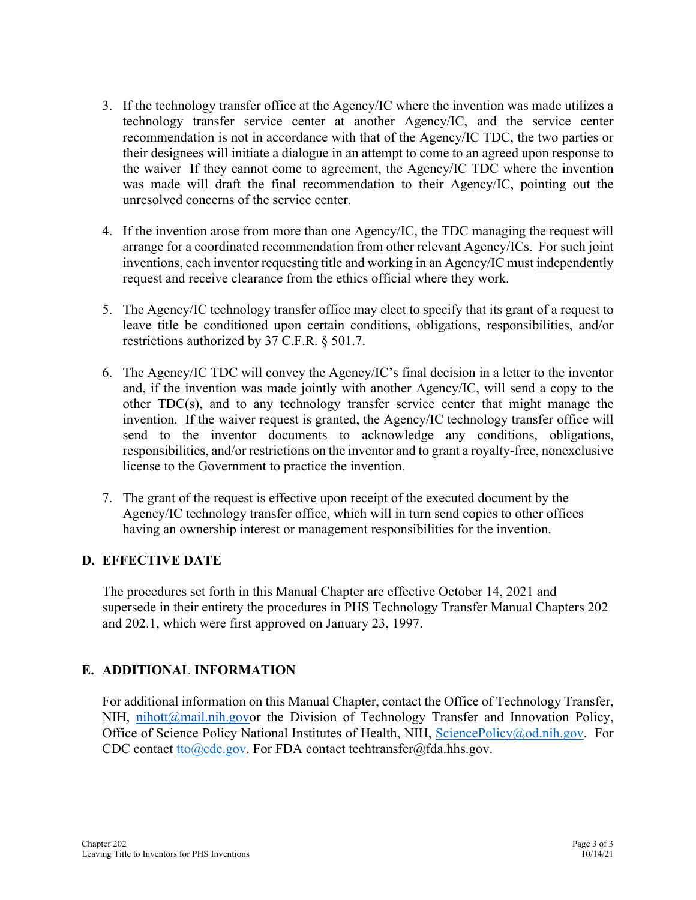3. If the technology transfer office at the Agency/IC where the invention was made utilizes a technology transfer service center at another Agency/IC, and the service center recommendation is not in accordance with that of the Agency/IC TDC, the two parties or their designees will initiate a dialogue in an attempt to come to an agreed upon response to the waiver  If they cannot come to agreement, the Agency/IC TDC where the invention was made will draft the final recommendation to their Agency/IC, pointing out the unresolved concerns of the service center.

4. If the invention arose from more than one Agency/IC, the TDC managing the request will arrange for a coordinated recommendation from other relevant Agency/ICs. For such joint inventions, each inventor requesting title and working in an Agency/IC must independently request and receive clearance from the ethics official where they work.

5. The Agency/IC technology transfer office may elect to specify that its grant of a request to leave title be conditioned upon certain conditions, obligations, responsibilities, and/or restrictions authorized by 37 C.F.R. § 501.7.

6. The Agency/IC TDC will convey the Agency/IC's final decision in a letter to the inventor and, if the invention was made jointly with another Agency/IC, will send a copy to the other TDC(s), and to any technology transfer service center that might manage the invention. If the waiver request is granted, the Agency/IC technology transfer office will send to the inventor documents to acknowledge any conditions, obligations, responsibilities, and/or restrictions on the inventor and to grant a royalty-free, nonexclusive license to the Government to practice the invention.

7. The grant of the request is effective upon receipt of the executed document by the Agency/IC technology transfer office, which will in turn send copies to other offices having an ownership interest or management responsibilities for the invention.

## D. EFFECTIVE DATE

The procedures set forth in this Manual Chapter are effective October 14, 2021 and supersede in their entirety the procedures in PHS Technology Transfer Manual Chapters 202 and 202.1, which were first approved on January 23, 1997.

## E. ADDITIONAL INFORMATION

For additional information on this Manual Chapter, contact the Office of Technology Transfer, NIH, nihott@mail.nih.govor the Division of Technology Transfer and Innovation Policy, Office of Science Policy National Institutes of Health, NIH, SciencePolicy@od.nih.gov. For CDC contact tto@cdc.gov. For FDA contact techtransfer@fda.hhs.gov.